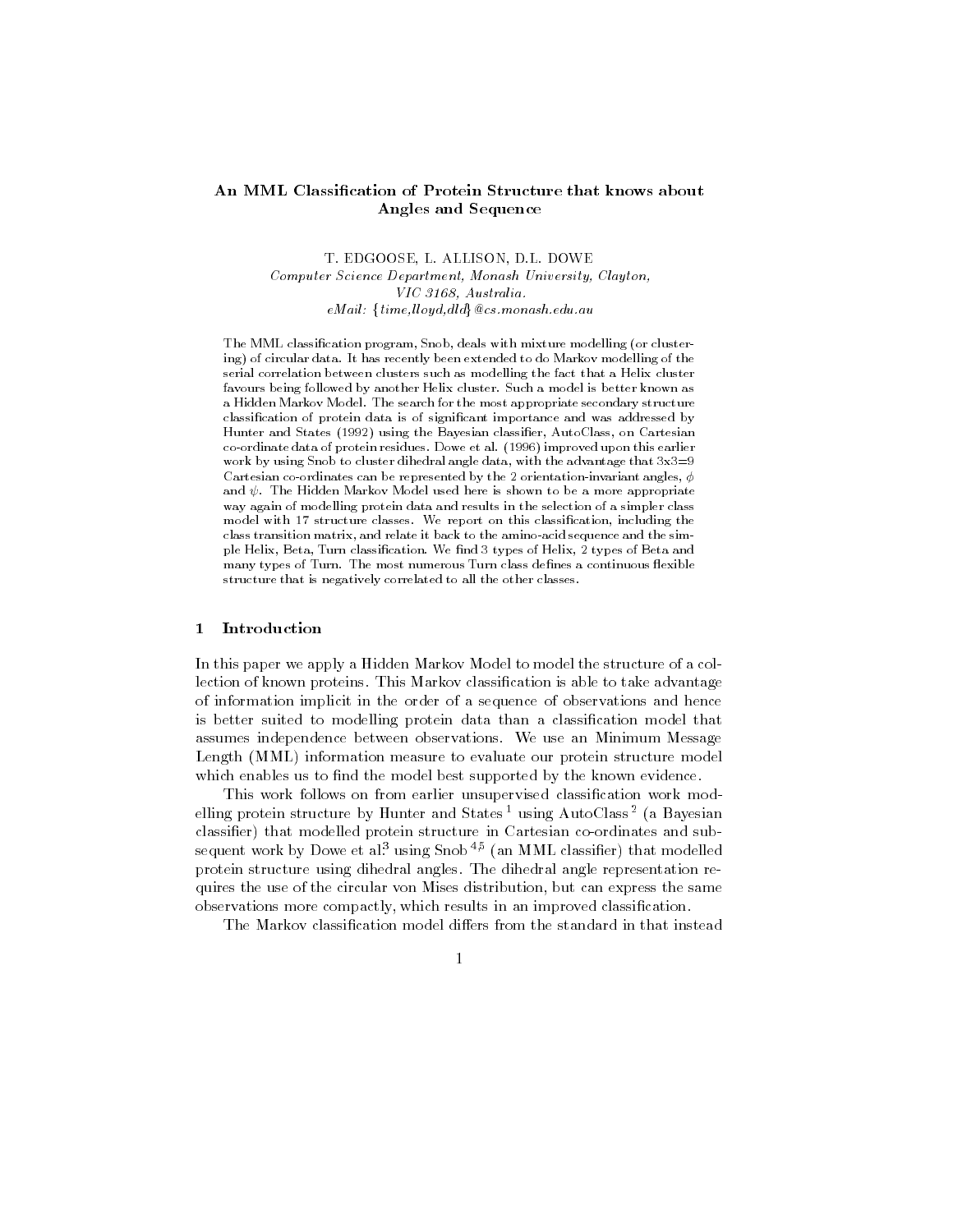# An MML Classification of Protein Structure that knows about Angles and Sequence

T. EDGOOSE, L. ALLISON, D.L. DOWE

*Computer Science Department, Monash University, Clayton, VIC 3168, Australia.*

*eMail: {time,lloyd,dld}@cs.monash.edu.au*

The MML classification program, Snob, deals with mixture modelling (or clustering) of circular data. It has recently been extended to do Markov modelling of the serial correlation between clusters such as modelling the fact that a Helix cluster favours being followed by another Helix cluster. Such a model is better known as a Hidden Markov Model. The search for the most appropriate secondary structure classification of protein data is of significant importance and was addressed by Hunter and States (1992) using the Bayesian classifier, AutoClass, on Cartesian co-ordinate data of protein residues. Dowe et al. (1996) improved upon this earlier work by using Snob to cluster dihedral angle data, with the advantage that 3x3=9 Cartesian co-ordinates can be represented by the 2 orientation-invariant angles, $\phi$ and $\psi$. The Hidden Markov Model used here is shown to be a more appropriate way again of modelling protein data and results in the selection of a simpler class model with 17 structure classes. We report on this classification, including the class transition matrix, and relate it back to the amino-acid sequence and the simple Helix, Beta, Turn classification. We find 3 types of Helix, 2 types of Beta and many types of Turn. The most numerous Turn class defines a continuous flexible structure that is negatively correlated to all the other classes.

## 1 Introduction

In this paper we apply a Hidden Markov Model to model the structure of a collection of known proteins. This Markov classification is able to take advantage of information implicit in the order of a sequence of observations and hence is better suited to modelling protein data than a classification model that assumes independence between observations. We use an Minimum Message Length (MML) information measure to evaluate our protein structure model which enables us to find the model best supported by the known evidence.

This work follows on from earlier unsupervised classification work modelling protein structure by Hunter and States [1] using AutoClass [2] (a Bayesian classifier) that modelled protein structure in Cartesian co-ordinates and subsequent work by Dowe et al.[3] using Snob [4,5] (an MML classifier) that modelled protein structure using dihedral angles. The dihedral angle representation requires the use of the circular von Mises distribution, but can express the same observations more compactly, which results in an improved classification.

The Markov classification model differs from the standard in that instead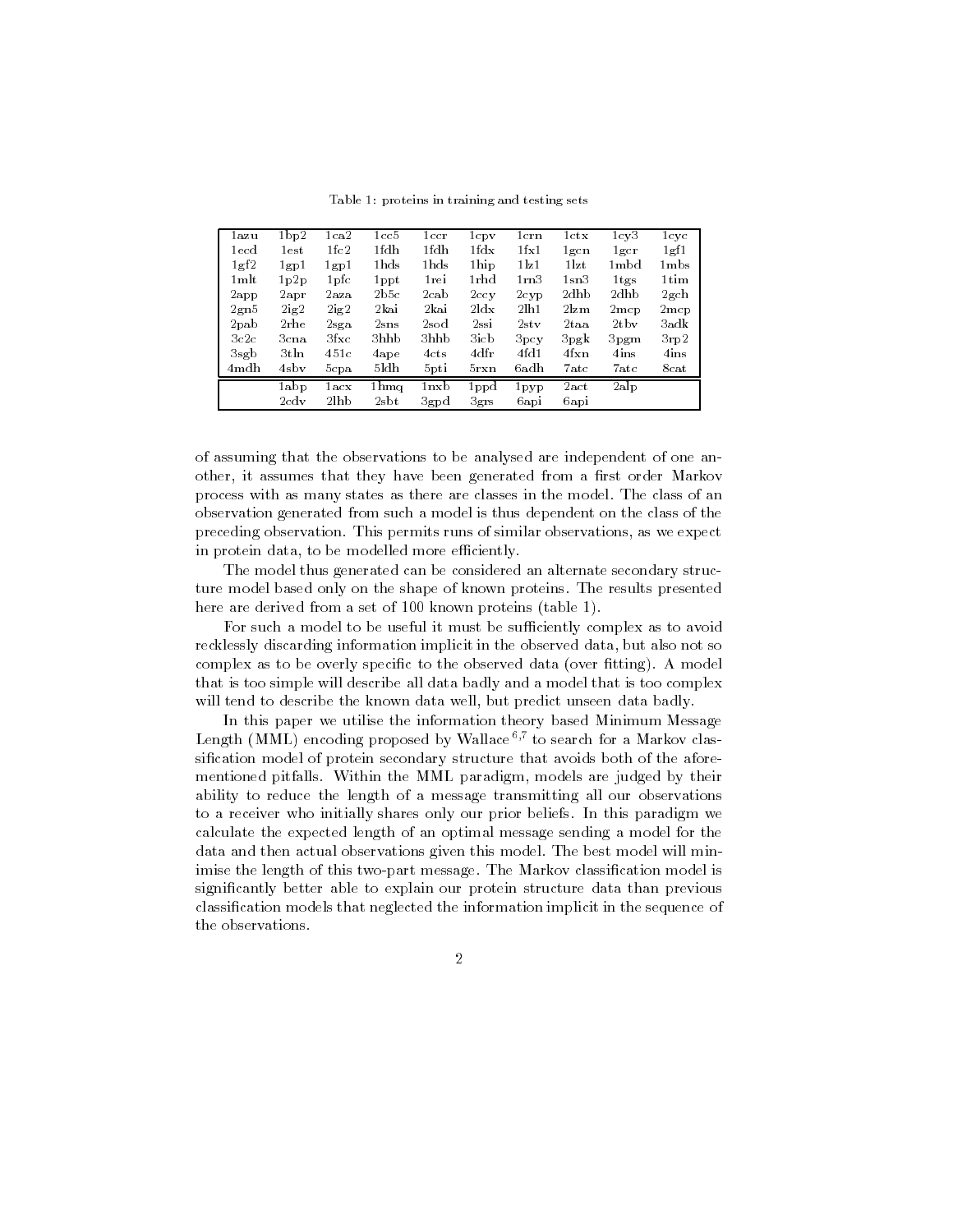Table 1: proteins in training and testing sets

| | | | | | | | | | |
|---|---|---|---|---|---|---|---|---|---|
| 1azu | 1bp2 | 1ca2 | 1cc5 | 1ccr | 1cpv | 1crn | 1ctx | 1cy3 | 1cyc |
| 1ecd | 1est | 1fc2 | 1fdh | 1fdh | 1fdx | 1fx1 | 1gcn | 1gcr | 1gf1 |
| 1gf2 | 1gp1 | 1gp1 | 1hds | 1hds | 1hip | 1lz1 | 1lzt | 1mbd | 1mbs |
| 1mlt | 1p2p | 1pfc | 1ppt | 1rei | 1rhd | 1rn3 | 1sn3 | 1tgs | 1tim |
| 2app | 2apr | 2aza | 2b5c | 2cab | 2ccy | 2cyp | 2dhb | 2dhb | 2gch |
| 2gn5 | 2ig2 | 2ig2 | 2kai | 2kai | 2ldx | 2lh1 | 2lzm | 2mcp | 2mcp |
| 2pab | 2rhe | 2sga | 2sns | 2sod | 2ssi | 2stv | 2taa | 2tbv | 3adk |
| 3c2c | 3cna | 3fxc | 3hhb | 3hhb | 3icb | 3pcy | 3pgk | 3pgm | 3rp2 |
| 3sgb | 3tln | 451c | 4ape | 4cts | 4dfr | 4fd1 | 4fxn | 4ins | 4ins |
| 4mdh | 4sbv | 5cpa | 5ldh | 5pti | 5rxn | 6adh | 7atc | 7atc | 8cat |
| | 1abp | 1acx | 1hmq | 1nxb | 1ppd | 1pyp | 2act | 2alp | |
| | 2cdv | 2lhb | 2sbt | 3gpd | 3grs | 6api | 6api | | |

of assuming that the observations to be analysed are independent of one another, it assumes that they have been generated from a first order Markov process with as many states as there are classes in the model. The class of an observation generated from such a model is thus dependent on the class of the preceding observation. This permits runs of similar observations, as we expect in protein data, to be modelled more efficiently.

The model thus generated can be considered an alternate secondary structure model based only on the shape of known proteins. The results presented here are derived from a set of 100 known proteins (table 1).

For such a model to be useful it must be sufficiently complex as to avoid recklessly discarding information implicit in the observed data, but also not so complex as to be overly specific to the observed data (over fitting). A model that is too simple will describe all data badly and a model that is too complex will tend to describe the known data well, but predict unseen data badly.

In this paper we utilise the information theory based Minimum Message Length (MML) encoding proposed by Wallace [6,7] to search for a Markov classification model of protein secondary structure that avoids both of the aforementioned pitfalls. Within the MML paradigm, models are judged by their ability to reduce the length of a message transmitting all our observations to a receiver who initially shares only our prior beliefs. In this paradigm we calculate the expected length of an optimal message sending a model for the data and then actual observations given this model. The best model will minimise the length of this two-part message. The Markov classification model is significantly better able to explain our protein structure data than previous classification models that neglected the information implicit in the sequence of the observations.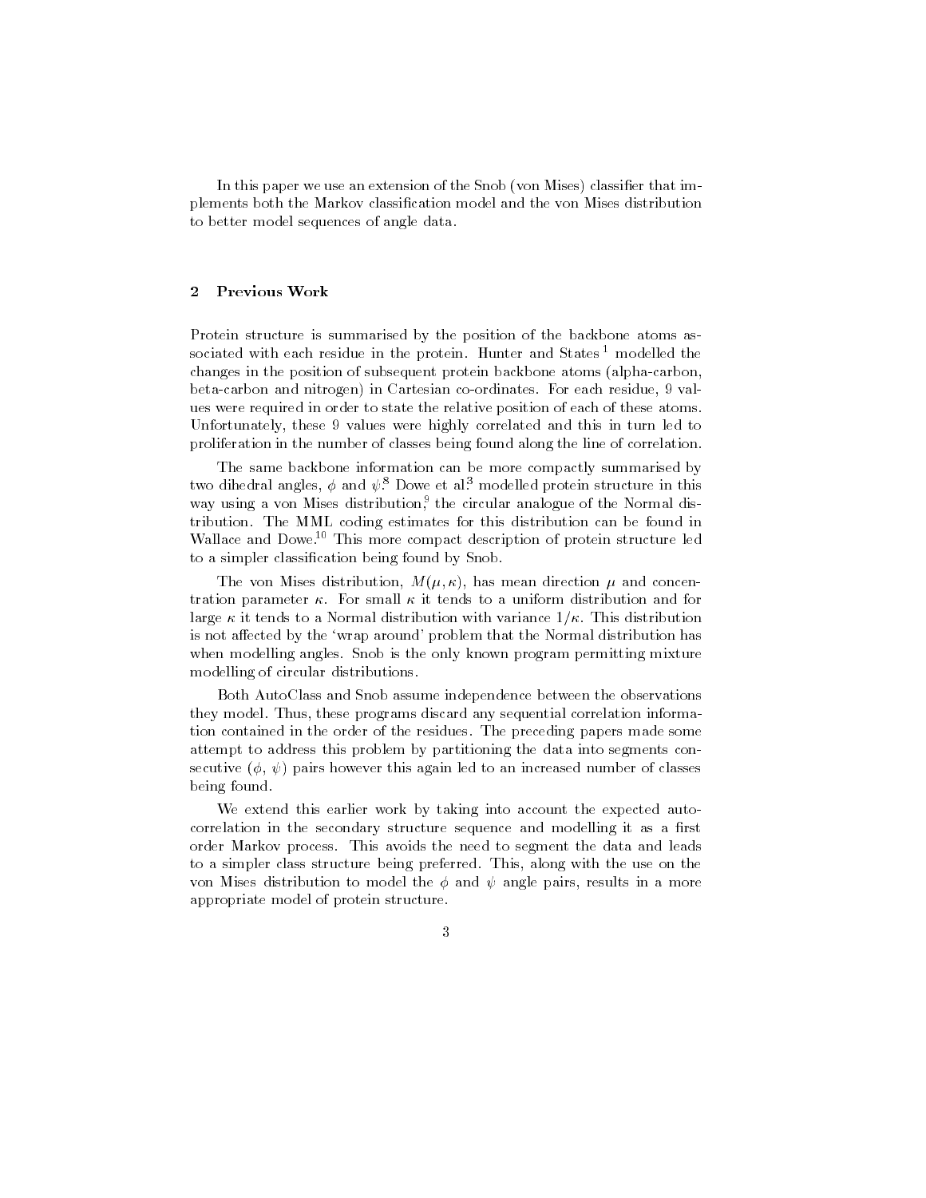In this paper we use an extension of the Snob (von Mises) classifier that implements both the Markov classification model and the von Mises distribution to better model sequences of angle data.

## 2 Previous Work

Protein structure is summarised by the position of the backbone atoms associated with each residue in the protein. Hunter and States [1] modelled the changes in the position of subsequent protein backbone atoms (alpha-carbon, beta-carbon and nitrogen) in Cartesian co-ordinates. For each residue, 9 values were required in order to state the relative position of each of these atoms. Unfortunately, these 9 values were highly correlated and this in turn led to proliferation in the number of classes being found along the line of correlation.

The same backbone information can be more compactly summarised by two dihedral angles, $\phi$ and $\psi$.[8] Dowe et al.[3] modelled protein structure in this way using a von Mises distribution,[9] the circular analogue of the Normal distribution. The MML coding estimates for this distribution can be found in Wallace and Dowe.[10] This more compact description of protein structure led to a simpler classification being found by Snob.

The von Mises distribution, $M(\mu, \kappa)$, has mean direction $\mu$ and concentration parameter $\kappa$. For small $\kappa$ it tends to a uniform distribution and for large $\kappa$ it tends to a Normal distribution with variance $1/\kappa$. This distribution is not affected by the 'wrap around' problem that the Normal distribution has when modelling angles. Snob is the only known program permitting mixture modelling of circular distributions.

Both AutoClass and Snob assume independence between the observations they model. Thus, these programs discard any sequential correlation information contained in the order of the residues. The preceding papers made some attempt to address this problem by partitioning the data into segments consecutive ($\phi$, $\psi$) pairs however this again led to an increased number of classes being found.

We extend this earlier work by taking into account the expected autocorrelation in the secondary structure sequence and modelling it as a first order Markov process. This avoids the need to segment the data and leads to a simpler class structure being preferred. This, along with the use on the von Mises distribution to model the $\phi$ and $\psi$ angle pairs, results in a more appropriate model of protein structure.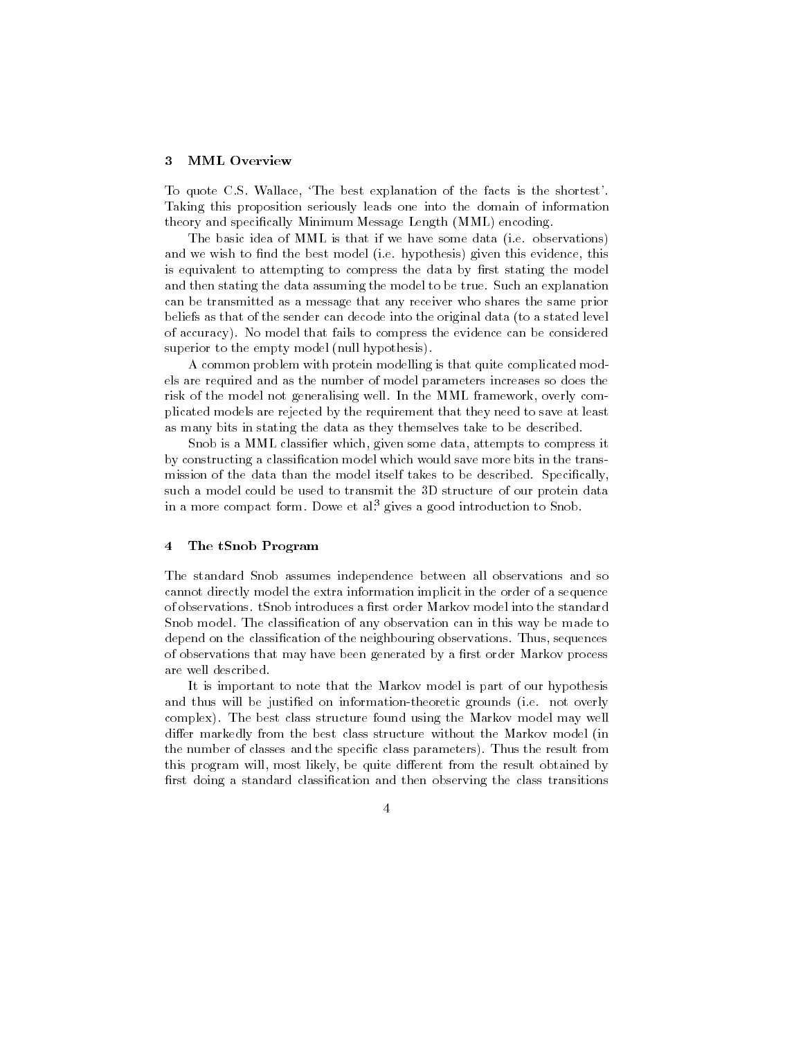## 3 MML Overview

To quote C.S. Wallace, 'The best explanation of the facts is the shortest'. Taking this proposition seriously leads one into the domain of information theory and specifically Minimum Message Length (MML) encoding.

The basic idea of MML is that if we have some data (i.e. observations) and we wish to find the best model (i.e. hypothesis) given this evidence, this is equivalent to attempting to compress the data by first stating the model and then stating the data assuming the model to be true. Such an explanation can be transmitted as a message that any receiver who shares the same prior beliefs as that of the sender can decode into the original data (to a stated level of accuracy). No model that fails to compress the evidence can be considered superior to the empty model (null hypothesis).

A common problem with protein modelling is that quite complicated models are required and as the number of model parameters increases so does the risk of the model not generalising well. In the MML framework, overly complicated models are rejected by the requirement that they need to save at least as many bits in stating the data as they themselves take to be described.

Snob is a MML classifier which, given some data, attempts to compress it by constructing a classification model which would save more bits in the transmission of the data than the model itself takes to be described. Specifically, such a model could be used to transmit the 3D structure of our protein data in a more compact form. Dowe et al.[3] gives a good introduction to Snob.

## 4 The tSnob Program

The standard Snob assumes independence between all observations and so cannot directly model the extra information implicit in the order of a sequence of observations. tSnob introduces a first order Markov model into the standard Snob model. The classification of any observation can in this way be made to depend on the classification of the neighbouring observations. Thus, sequences of observations that may have been generated by a first order Markov process are well described.

It is important to note that the Markov model is part of our hypothesis and thus will be justified on information-theoretic grounds (i.e. not overly complex). The best class structure found using the Markov model may well differ markedly from the best class structure without the Markov model (in the number of classes and the specific class parameters). Thus the result from this program will, most likely, be quite different from the result obtained by first doing a standard classification and then observing the class transitions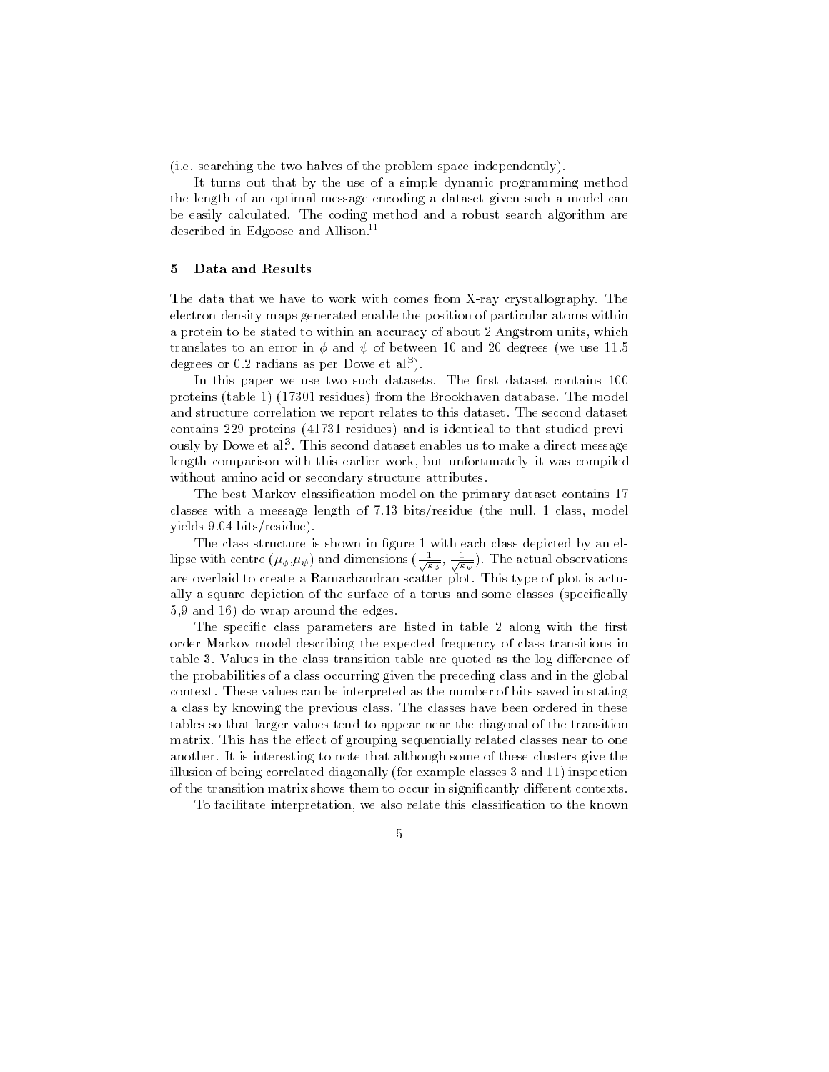(i.e. searching the two halves of the problem space independently).

It turns out that by the use of a simple dynamic programming method the length of an optimal message encoding a dataset given such a model can be easily calculated. The coding method and a robust search algorithm are described in Edgoose and Allison.[11]

## 5 Data and Results

The data that we have to work with comes from X-ray crystallography. The electron density maps generated enable the position of particular atoms within a protein to be stated to within an accuracy of about 2 Angstrom units, which translates to an error in $\phi$ and $\psi$ of between 10 and 20 degrees (we use 11.5 degrees or 0.2 radians as per Dowe et al.[3]).

In this paper we use two such datasets. The first dataset contains 100 proteins (table 1) (17301 residues) from the Brookhaven database. The model and structure correlation we report relates to this dataset. The second dataset contains 229 proteins (41731 residues) and is identical to that studied previously by Dowe et al[3]. This second dataset enables us to make a direct message length comparison with this earlier work, but unfortunately it was compiled without amino acid or secondary structure attributes.

The best Markov classification model on the primary dataset contains 17 classes with a message length of 7.13 bits/residue (the null, 1 class, model yields 9.04 bits/residue).

The class structure is shown in figure 1 with each class depicted by an ellipse with centre ($\mu_\phi$,$\mu_\psi$) and dimensions ($\frac{1}{\sqrt{\kappa_\phi}}$, $\frac{1}{\sqrt{\kappa_\psi}}$). The actual observations are overlaid to create a Ramachandran scatter plot. This type of plot is actually a square depiction of the surface of a torus and some classes (specifically 5,9 and 16) do wrap around the edges.

The specific class parameters are listed in table 2 along with the first order Markov model describing the expected frequency of class transitions in table 3. Values in the class transition table are quoted as the log difference of the probabilities of a class occurring given the preceding class and in the global context. These values can be interpreted as the number of bits saved in stating a class by knowing the previous class. The classes have been ordered in these tables so that larger values tend to appear near the diagonal of the transition matrix. This has the effect of grouping sequentially related classes near to one another. It is interesting to note that although some of these clusters give the illusion of being correlated diagonally (for example classes 3 and 11) inspection of the transition matrix shows them to occur in significantly different contexts.

To facilitate interpretation, we also relate this classification to the known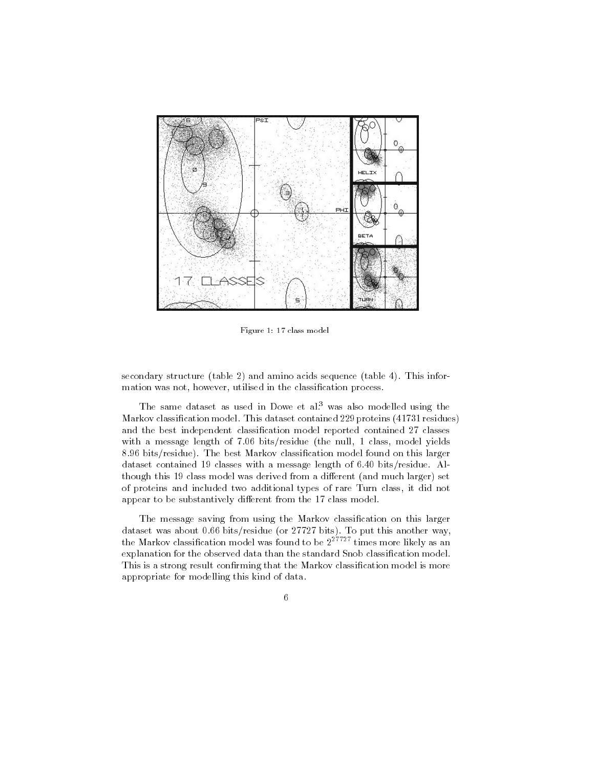17 CLASSES

PSI

PHI

HELIX

BETA

TURN

Figure 1: 17 class model

secondary structure (table 2) and amino acids sequence (table 4). This information was not, however, utilised in the classification process.

The same dataset as used in Dowe et al.[3] was also modelled using the Markov classification model. This dataset contained 229 proteins (41731 residues) and the best independent classification model reported contained 27 classes with a message length of 7.06 bits/residue (the null, 1 class, model yields 8.96 bits/residue). The best Markov classification model found on this larger dataset contained 19 classes with a message length of 6.40 bits/residue. Although this 19 class model was derived from a different (and much larger) set of proteins and included two additional types of rare Turn class, it did not appear to be substantively different from the 17 class model.

The message saving from using the Markov classification on this larger dataset was about 0.66 bits/residue (or 27727 bits). To put this another way, the Markov classification model was found to be $2^{27727}$ times more likely as an explanation for the observed data than the standard Snob classification model. This is a strong result confirming that the Markov classification model is more appropriate for modelling this kind of data.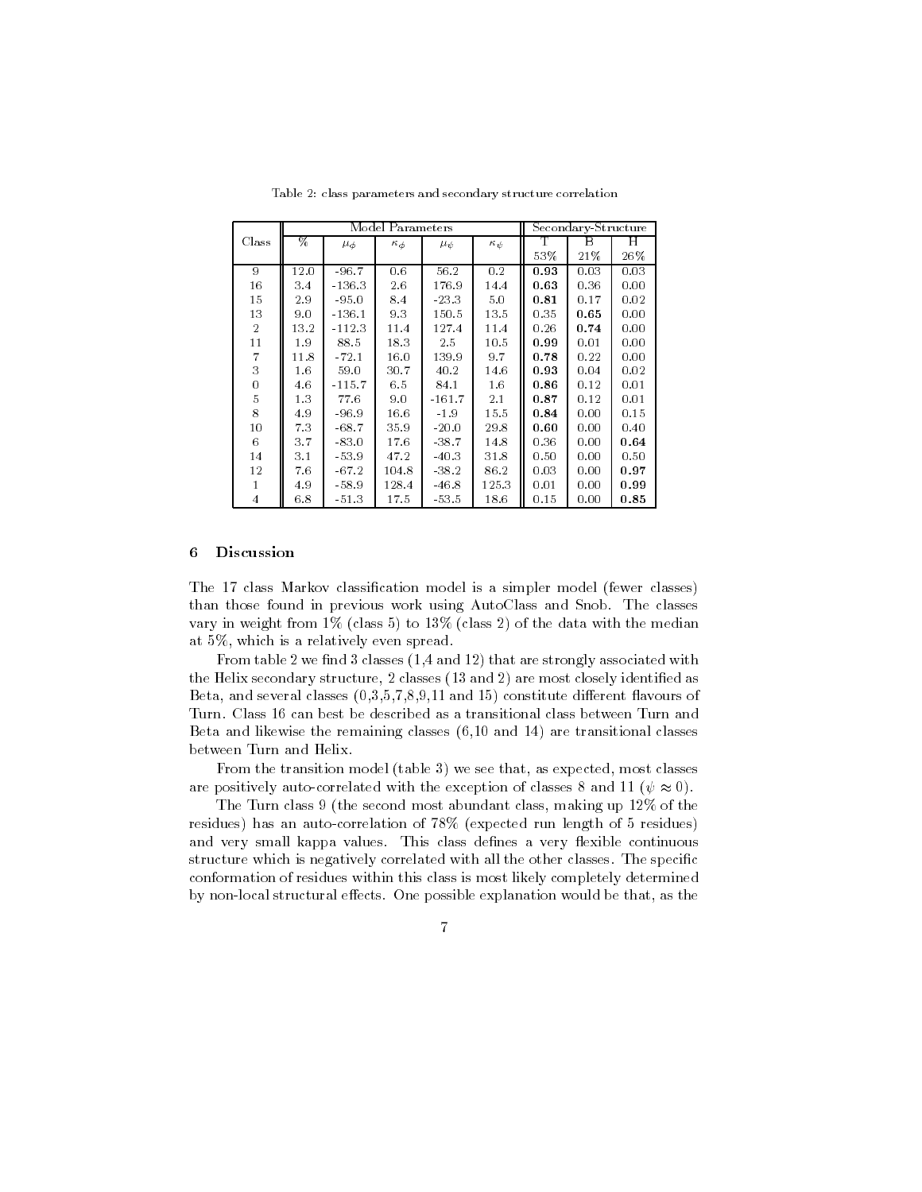Table 2: class parameters and secondary structure correlation

| Class | Model Parameters | | | | | Secondary-Structure | | |
|---|---|---|---|---|---|---|---|---|
| | % | $\mu_\phi$ | $\kappa_\phi$ | $\mu_\psi$ | $\kappa_\psi$ | T 53% | B 21% | H 26% |
| 9 | 12.0 | -96.7 | 0.6 | 56.2 | 0.2 | **0.93** | 0.03 | 0.03 |
| 16 | 3.4 | -136.3 | 2.6 | 176.9 | 14.4 | **0.63** | 0.36 | 0.00 |
| 15 | 2.9 | -95.0 | 8.4 | -23.3 | 5.0 | **0.81** | 0.17 | 0.02 |
| 13 | 9.0 | -136.1 | 9.3 | 150.5 | 13.5 | 0.35 | **0.65** | 0.00 |
| 2 | 13.2 | -112.3 | 11.4 | 127.4 | 11.4 | 0.26 | **0.74** | 0.00 |
| 11 | 1.9 | 88.5 | 18.3 | 2.5 | 10.5 | **0.99** | 0.01 | 0.00 |
| 7 | 11.8 | -72.1 | 16.0 | 139.9 | 9.7 | **0.78** | 0.22 | 0.00 |
| 3 | 1.6 | 59.0 | 30.7 | 40.2 | 14.6 | **0.93** | 0.04 | 0.02 |
| 0 | 4.6 | -115.7 | 6.5 | 84.1 | 1.6 | **0.86** | 0.12 | 0.01 |
| 5 | 1.3 | 77.6 | 9.0 | -161.7 | 2.1 | **0.87** | 0.12 | 0.01 |
| 8 | 4.9 | -96.9 | 16.6 | -1.9 | 15.5 | **0.84** | 0.00 | 0.15 |
| 10 | 7.3 | -68.7 | 35.9 | -20.0 | 29.8 | **0.60** | 0.00 | 0.40 |
| 6 | 3.7 | -83.0 | 17.6 | -38.7 | 14.8 | 0.36 | 0.00 | **0.64** |
| 14 | 3.1 | -53.9 | 47.2 | -40.3 | 31.8 | 0.50 | 0.00 | 0.50 |
| 12 | 7.6 | -67.2 | 104.8 | -38.2 | 86.2 | 0.03 | 0.00 | **0.97** |
| 1 | 4.9 | -58.9 | 128.4 | -46.8 | 125.3 | 0.01 | 0.00 | **0.99** |
| 4 | 6.8 | -51.3 | 17.5 | -53.5 | 18.6 | 0.15 | 0.00 | **0.85** |

## 6 Discussion

The 17 class Markov classification model is a simpler model (fewer classes) than those found in previous work using AutoClass and Snob. The classes vary in weight from 1% (class 5) to 13% (class 2) of the data with the median at 5%, which is a relatively even spread.

From table 2 we find 3 classes (1,4 and 12) that are strongly associated with the Helix secondary structure, 2 classes (13 and 2) are most closely identified as Beta, and several classes (0,3,5,7,8,9,11 and 15) constitute different flavours of Turn. Class 16 can best be described as a transitional class between Turn and Beta and likewise the remaining classes (6,10 and 14) are transitional classes between Turn and Helix.

From the transition model (table 3) we see that, as expected, most classes are positively auto-correlated with the exception of classes 8 and 11 ($\psi \approx 0$).

The Turn class 9 (the second most abundant class, making up 12% of the residues) has an auto-correlation of 78% (expected run length of 5 residues) and very small kappa values. This class defines a very flexible continuous structure which is negatively correlated with all the other classes. The specific conformation of residues within this class is most likely completely determined by non-local structural effects. One possible explanation would be that, as the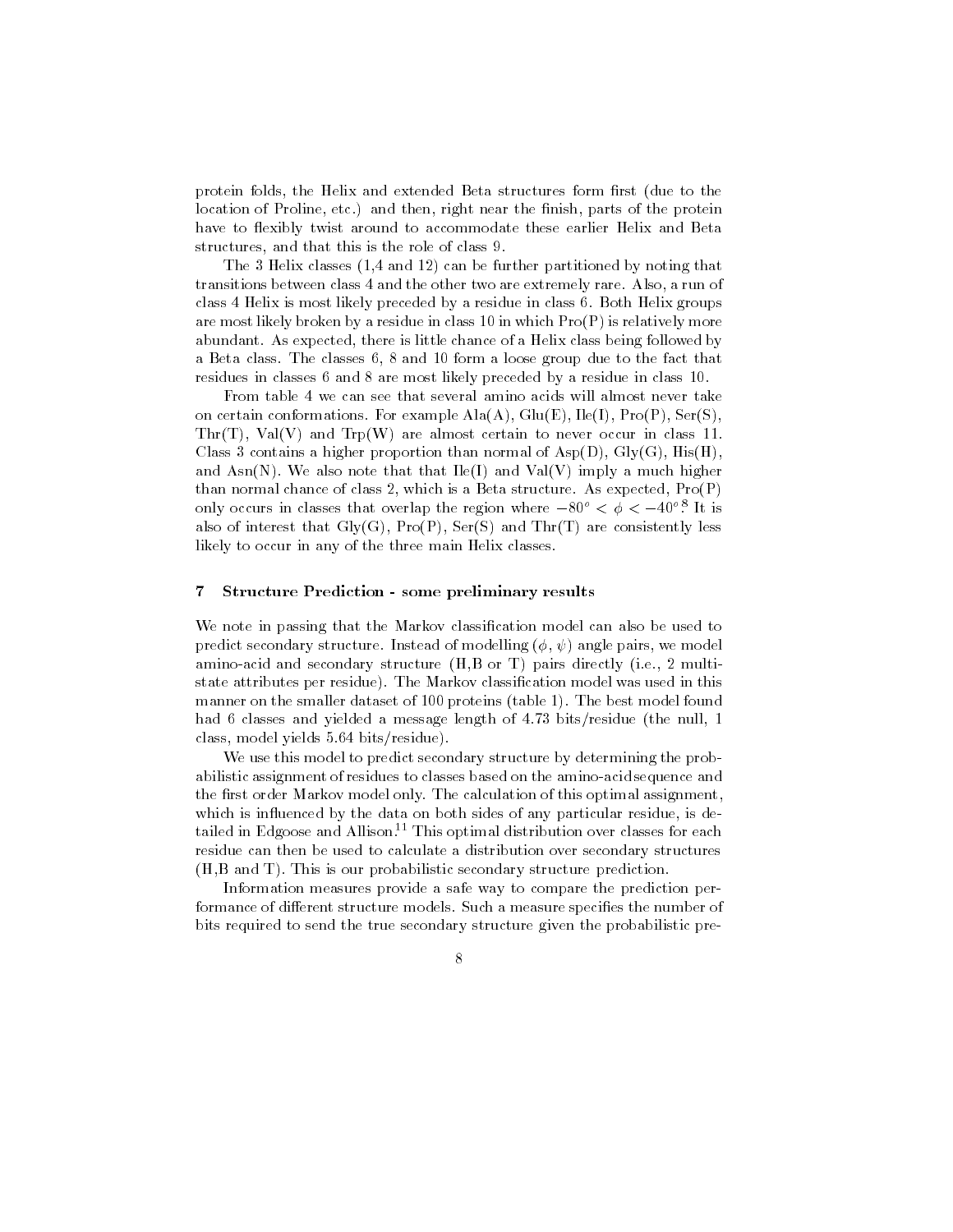protein folds, the Helix and extended Beta structures form first (due to the location of Proline, etc.) and then, right near the finish, parts of the protein have to flexibly twist around to accommodate these earlier Helix and Beta structures, and that this is the role of class 9.

The 3 Helix classes (1,4 and 12) can be further partitioned by noting that transitions between class 4 and the other two are extremely rare. Also, a run of class 4 Helix is most likely preceded by a residue in class 6. Both Helix groups are most likely broken by a residue in class 10 in which Pro(P) is relatively more abundant. As expected, there is little chance of a Helix class being followed by a Beta class. The classes 6, 8 and 10 form a loose group due to the fact that residues in classes 6 and 8 are most likely preceded by a residue in class 10.

From table 4 we can see that several amino acids will almost never take on certain conformations. For example Ala(A), Glu(E), Ile(I), Pro(P), Ser(S), Thr(T), Val(V) and Trp(W) are almost certain to never occur in class 11. Class 3 contains a higher proportion than normal of Asp(D), Gly(G), His(H), and Asn(N). We also note that that Ile(I) and Val(V) imply a much higher than normal chance of class 2, which is a Beta structure. As expected, Pro(P) only occurs in classes that overlap the region where $-80^o < \phi < -40^o$.[8] It is also of interest that Gly(G), Pro(P), Ser(S) and Thr(T) are consistently less likely to occur in any of the three main Helix classes.

## 7 Structure Prediction - some preliminary results

We note in passing that the Markov classification model can also be used to predict secondary structure. Instead of modelling $(\phi, \psi)$ angle pairs, we model amino-acid and secondary structure (H,B or T) pairs directly (i.e., 2 multi-state attributes per residue). The Markov classification model was used in this manner on the smaller dataset of 100 proteins (table 1). The best model found had 6 classes and yielded a message length of 4.73 bits/residue (the null, 1 class, model yields 5.64 bits/residue).

We use this model to predict secondary structure by determining the probabilistic assignment of residues to classes based on the amino-acid sequence and the first order Markov model only. The calculation of this optimal assignment, which is influenced by the data on both sides of any particular residue, is detailed in Edgoose and Allison.[11] This optimal distribution over classes for each residue can then be used to calculate a distribution over secondary structures (H,B and T). This is our probabilistic secondary structure prediction.

Information measures provide a safe way to compare the prediction performance of different structure models. Such a measure specifies the number of bits required to send the true secondary structure given the probabilistic pre-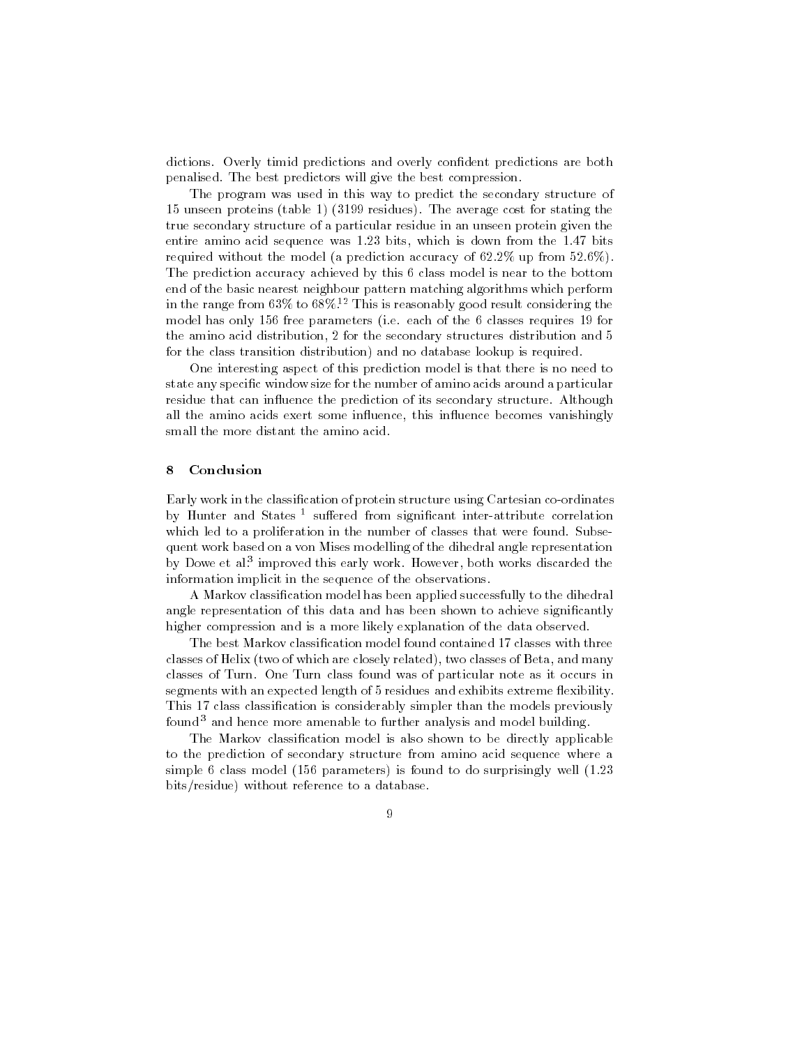dictions. Overly timid predictions and overly confident predictions are both penalised. The best predictors will give the best compression.

The program was used in this way to predict the secondary structure of 15 unseen proteins (table 1) (3199 residues). The average cost for stating the true secondary structure of a particular residue in an unseen protein given the entire amino acid sequence was 1.23 bits, which is down from the 1.47 bits required without the model (a prediction accuracy of 62.2% up from 52.6%). The prediction accuracy achieved by this 6 class model is near to the bottom end of the basic nearest neighbour pattern matching algorithms which perform in the range from 63% to 68%.[12] This is reasonably good result considering the model has only 156 free parameters (i.e. each of the 6 classes requires 19 for the amino acid distribution, 2 for the secondary structures distribution and 5 for the class transition distribution) and no database lookup is required.

One interesting aspect of this prediction model is that there is no need to state any specific window size for the number of amino acids around a particular residue that can influence the prediction of its secondary structure. Although all the amino acids exert some influence, this influence becomes vanishingly small the more distant the amino acid.

## 8 Conclusion

Early work in the classification of protein structure using Cartesian co-ordinates by Hunter and States [1] suffered from significant inter-attribute correlation which led to a proliferation in the number of classes that were found. Subsequent work based on a von Mises modelling of the dihedral angle representation by Dowe et al.[3] improved this early work. However, both works discarded the information implicit in the sequence of the observations.

A Markov classification model has been applied successfully to the dihedral angle representation of this data and has been shown to achieve significantly higher compression and is a more likely explanation of the data observed.

The best Markov classification model found contained 17 classes with three classes of Helix (two of which are closely related), two classes of Beta, and many classes of Turn. One Turn class found was of particular note as it occurs in segments with an expected length of 5 residues and exhibits extreme flexibility. This 17 class classification is considerably simpler than the models previously found[3] and hence more amenable to further analysis and model building.

The Markov classification model is also shown to be directly applicable to the prediction of secondary structure from amino acid sequence where a simple 6 class model (156 parameters) is found to do surprisingly well (1.23 bits/residue) without reference to a database.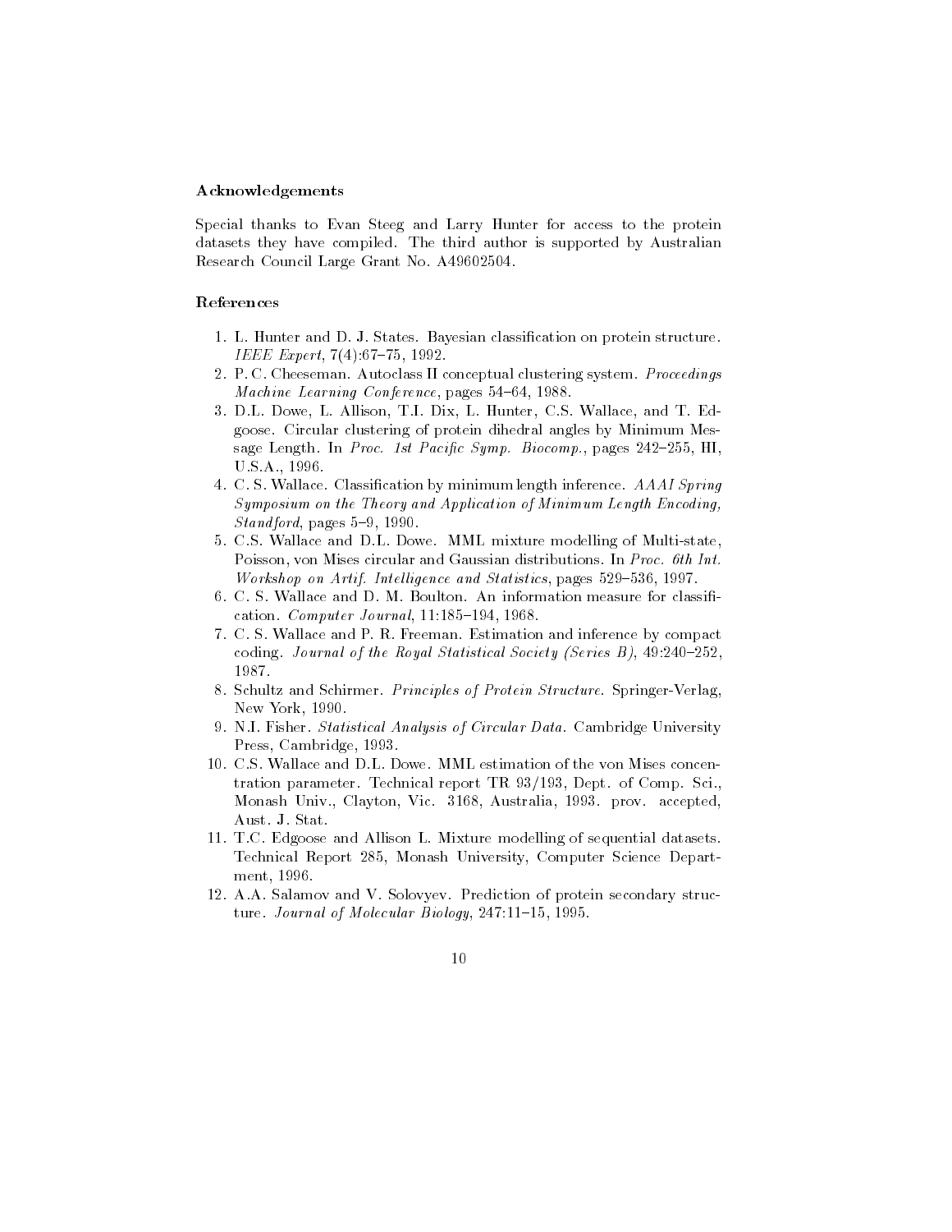### Acknowledgements

Special thanks to Evan Steeg and Larry Hunter for access to the protein datasets they have compiled. The third author is supported by Australian Research Council Large Grant No. A49602504.

### References

1. L. Hunter and D. J. States. Bayesian classification on protein structure. *IEEE Expert*, 7(4):67–75, 1992.
2. P. C. Cheeseman. Autoclass II conceptual clustering system. *Proceedings Machine Learning Conference*, pages 54–64, 1988.
3. D.L. Dowe, L. Allison, T.I. Dix, L. Hunter, C.S. Wallace, and T. Edgoose. Circular clustering of protein dihedral angles by Minimum Message Length. In *Proc. 1st Pacific Symp. Biocomp.*, pages 242–255, HI, U.S.A., 1996.
4. C. S. Wallace. Classification by minimum length inference. *AAAI Spring Symposium on the Theory and Application of Minimum Length Encoding, Standford*, pages 5–9, 1990.
5. C.S. Wallace and D.L. Dowe. MML mixture modelling of Multi-state, Poisson, von Mises circular and Gaussian distributions. In *Proc. 6th Int. Workshop on Artif. Intelligence and Statistics*, pages 529–536, 1997.
6. C. S. Wallace and D. M. Boulton. An information measure for classification. *Computer Journal*, 11:185–194, 1968.
7. C. S. Wallace and P. R. Freeman. Estimation and inference by compact coding. *Journal of the Royal Statistical Society (Series B)*, 49:240–252, 1987.
8. Schultz and Schirmer. *Principles of Protein Structure*. Springer-Verlag, New York, 1990.
9. N.I. Fisher. *Statistical Analysis of Circular Data*. Cambridge University Press, Cambridge, 1993.
10. C.S. Wallace and D.L. Dowe. MML estimation of the von Mises concentration parameter. Technical report TR 93/193, Dept. of Comp. Sci., Monash Univ., Clayton, Vic. 3168, Australia, 1993. prov. accepted, Aust. J. Stat.
11. T.C. Edgoose and Allison L. Mixture modelling of sequential datasets. Technical Report 285, Monash University, Computer Science Department, 1996.
12. A.A. Salamov and V. Solovyev. Prediction of protein secondary structure. *Journal of Molecular Biology*, 247:11–15, 1995.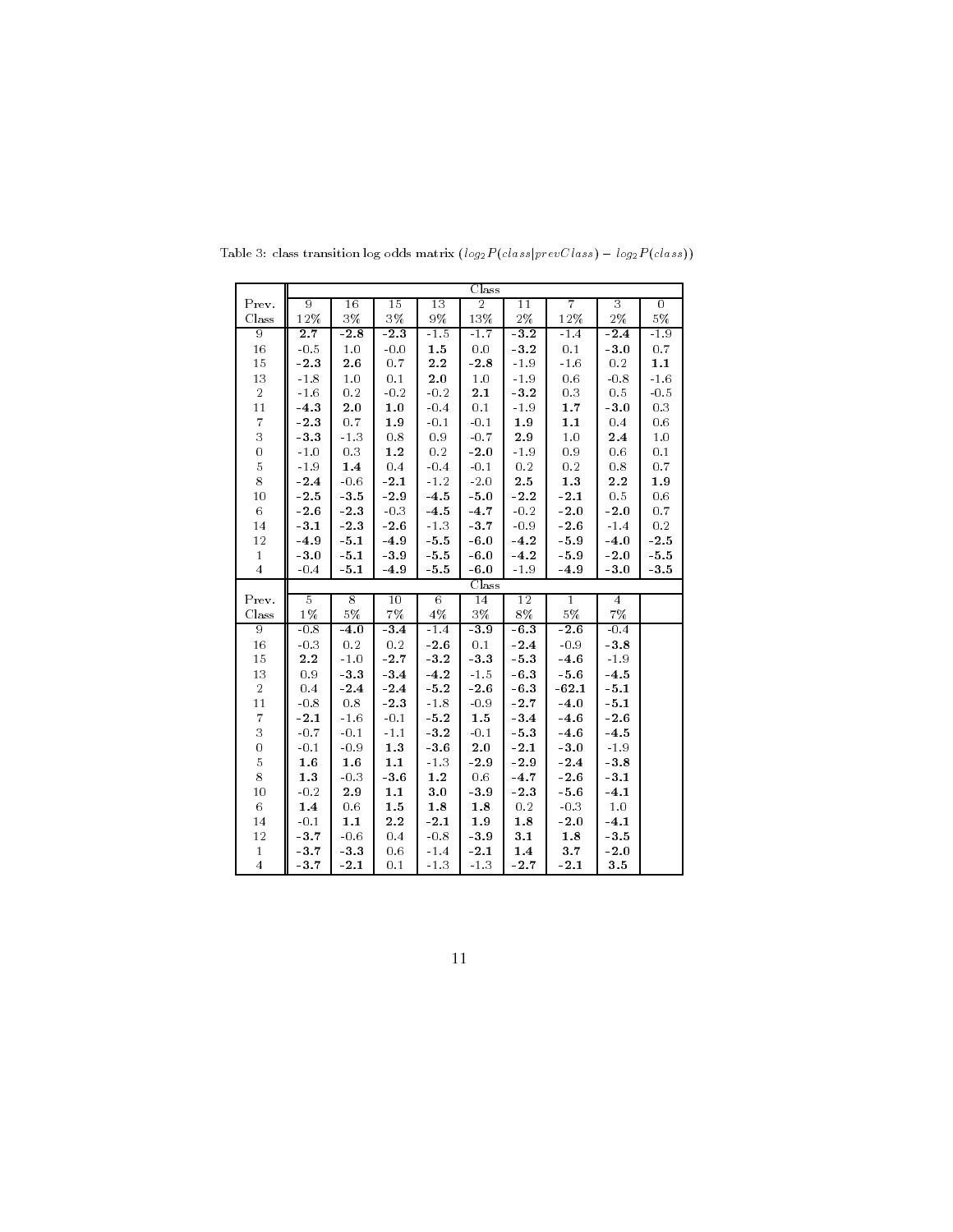Table 3: class transition log odds matrix ($log_2 P(class|prevClass) - log_2 P(class)$)

| Prev. Class | 9 12% | 16 3% | 15 3% | 13 9% | 2 13% | 11 2% | 7 12% | 3 2% | 0 5% |
|---|---|---|---|---|---|---|---|---|---|
| 9 | **2.7** | **-2.8** | **-2.3** | -1.5 | -1.7 | **-3.2** | -1.4 | **-2.4** | -1.9 |
| 16 | -0.5 | 1.0 | -0.0 | **1.5** | 0.0 | **-3.2** | 0.1 | **-3.0** | 0.7 |
| 15 | **-2.3** | **2.6** | 0.7 | **2.2** | **-2.8** | -1.9 | -1.6 | 0.2 | **1.1** |
| 13 | -1.8 | 1.0 | 0.1 | **2.0** | 1.0 | -1.9 | 0.6 | -0.8 | -1.6 |
| 2 | -1.6 | 0.2 | -0.2 | -0.2 | **2.1** | **-3.2** | 0.3 | 0.5 | -0.5 |
| 11 | **-4.3** | **2.0** | **1.0** | -0.4 | 0.1 | -1.9 | **1.7** | **-3.0** | 0.3 |
| 7 | **-2.3** | 0.7 | **1.9** | -0.1 | -0.1 | **1.9** | **1.1** | 0.4 | 0.6 |
| 3 | **-3.3** | -1.3 | 0.8 | 0.9 | -0.7 | **2.9** | 1.0 | **2.4** | 1.0 |
| 0 | -1.0 | 0.3 | **1.2** | 0.2 | **-2.0** | -1.9 | 0.9 | 0.6 | 0.1 |
| 5 | -1.9 | **1.4** | 0.4 | -0.4 | -0.1 | 0.2 | 0.2 | 0.8 | 0.7 |
| 8 | **-2.4** | -0.6 | **-2.1** | -1.2 | -2.0 | **2.5** | **1.3** | **2.2** | **1.9** |
| 10 | **-2.5** | **-3.5** | **-2.9** | **-4.5** | **-5.0** | **-2.2** | **-2.1** | 0.5 | 0.6 |
| 6 | **-2.6** | **-2.3** | -0.3 | **-4.5** | **-4.7** | -0.2 | **-2.0** | **-2.0** | 0.7 |
| 14 | **-3.1** | **-2.3** | **-2.6** | -1.3 | **-3.7** | -0.9 | **-2.6** | -1.4 | 0.2 |
| 12 | **-4.9** | **-5.1** | **-4.9** | **-5.5** | **-6.0** | **-4.2** | **-5.9** | **-4.0** | **-2.5** |
| 1 | **-3.0** | **-5.1** | **-3.9** | **-5.5** | **-6.0** | **-4.2** | **-5.9** | **-2.0** | **-5.5** |
| 4 | -0.4 | **-5.1** | **-4.9** | **-5.5** | **-6.0** | -1.9 | **-4.9** | **-3.0** | **-3.5** |

| Prev. Class | 5 1% | 8 5% | 10 7% | 6 4% | 14 3% | 12 8% | 1 5% | 4 7% |
|---|---|---|---|---|---|---|---|---|
| 9 | -0.8 | **-4.0** | **-3.4** | -1.4 | **-3.9** | **-6.3** | **-2.6** | -0.4 |
| 16 | -0.3 | 0.2 | 0.2 | **-2.6** | 0.1 | **-2.4** | -0.9 | **-3.8** |
| 15 | **2.2** | -1.0 | **-2.7** | **-3.2** | **-3.3** | **-5.3** | **-4.6** | -1.9 |
| 13 | 0.9 | **-3.3** | **-3.4** | **-4.2** | -1.5 | **-6.3** | **-5.6** | **-4.5** |
| 2 | 0.4 | **-2.4** | **-2.4** | **-5.2** | **-2.6** | **-6.3** | **-62.1** | **-5.1** |
| 11 | -0.8 | 0.8 | **-2.3** | -1.8 | -0.9 | **-2.7** | **-4.0** | **-5.1** |
| 7 | **-2.1** | -1.6 | -0.1 | **-5.2** | **1.5** | **-3.4** | **-4.6** | **-2.6** |
| 3 | -0.7 | -0.1 | -1.1 | **-3.2** | -0.1 | **-5.3** | **-4.6** | **-4.5** |
| 0 | -0.1 | -0.9 | **1.3** | **-3.6** | **2.0** | **-2.1** | **-3.0** | -1.9 |
| 5 | **1.6** | **1.6** | **1.1** | -1.3 | **-2.9** | **-2.9** | **-2.4** | **-3.8** |
| 8 | **1.3** | -0.3 | **-3.6** | **1.2** | 0.6 | **-4.7** | **-2.6** | **-3.1** |
| 10 | -0.2 | **2.9** | **1.1** | **3.0** | **-3.9** | **-2.3** | **-5.6** | **-4.1** |
| 6 | **1.4** | 0.6 | **1.5** | **1.8** | **1.8** | 0.2 | -0.3 | 1.0 |
| 14 | -0.1 | **1.1** | **2.2** | **-2.1** | **1.9** | **1.8** | **-2.0** | **-4.1** |
| 12 | **-3.7** | -0.6 | 0.4 | -0.8 | **-3.9** | **3.1** | **1.8** | **-3.5** |
| 1 | **-3.7** | **-3.3** | 0.6 | -1.4 | **-2.1** | **1.4** | **3.7** | **-2.0** |
| 4 | **-3.7** | **-2.1** | 0.1 | -1.3 | -1.3 | **-2.7** | **-2.1** | **3.5** |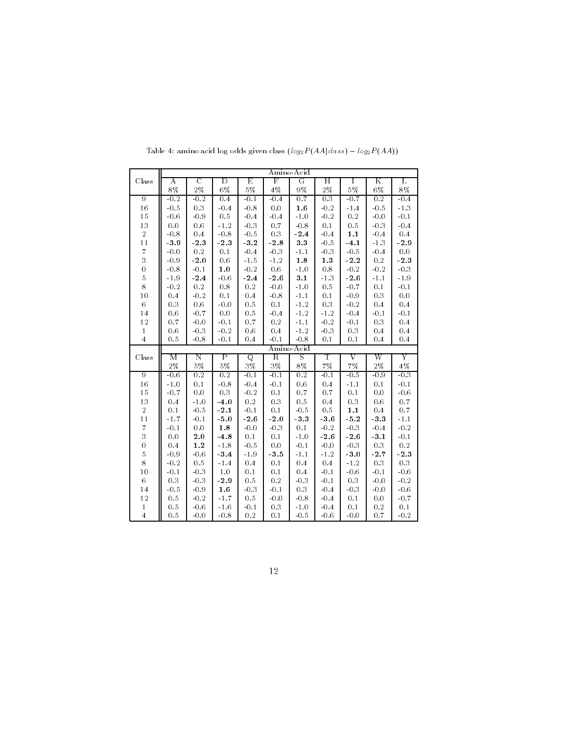Table 4: amino acid log odds given class ($log_2 P(AA|class) - log_2 P(AA)$)

| Class | A | C | D | E | F | G | H | I | K | L |
|---|---|---|---|---|---|---|---|---|---|---|
| | 8% | 2% | 6% | 5% | 4% | 9% | 2% | 5% | 6% | 8% |
| 9 | -0.2 | -0.2 | 0.4 | -0.1 | -0.4 | 0.7 | 0.3 | -0.7 | 0.2 | -0.4 |
| 16 | -0.5 | 0.3 | -0.4 | -0.8 | 0.0 | **1.6** | -0.2 | -1.4 | -0.5 | -1.3 |
| 15 | -0.6 | -0.9 | 0.5 | -0.4 | -0.4 | -1.0 | -0.2 | 0.2 | -0.0 | -0.1 |
| 13 | 0.0 | 0.6 | -1.2 | -0.3 | 0.7 | -0.8 | 0.1 | 0.5 | -0.3 | -0.4 |
| 2 | -0.8 | 0.4 | -0.8 | -0.5 | 0.3 | **-2.4** | -0.4 | **1.1** | -0.4 | 0.4 |
| 11 | **-3.9** | **-2.3** | **-2.3** | **-3.2** | **-2.8** | **3.3** | -0.5 | **-4.1** | -1.3 | **-2.9** |
| 7 | -0.0 | 0.2 | 0.1 | -0.4 | -0.3 | -1.1 | -0.3 | -0.5 | -0.4 | 0.0 |
| 3 | -0.9 | **-2.0** | 0.6 | -1.5 | -1.2 | **1.8** | **1.3** | **-2.2** | 0.2 | **-2.3** |
| 0 | -0.8 | -0.1 | **1.0** | -0.2 | 0.6 | -1.0 | 0.8 | -0.2 | -0.2 | -0.3 |
| 5 | -1.9 | **-2.4** | -0.6 | **-2.4** | **-2.6** | **3.1** | -1.3 | **-2.6** | -1.1 | -1.9 |
| 8 | -0.2 | 0.2 | 0.8 | 0.2 | -0.0 | -1.0 | 0.5 | -0.7 | 0.1 | -0.1 |
| 10 | 0.4 | -0.2 | 0.1 | 0.4 | -0.8 | -1.1 | 0.1 | -0.9 | 0.3 | 0.0 |
| 6 | 0.3 | 0.6 | -0.0 | 0.5 | 0.1 | -1.2 | 0.3 | -0.2 | 0.4 | 0.4 |
| 14 | 0.6 | -0.7 | 0.0 | 0.5 | -0.4 | -1.2 | -1.2 | -0.4 | -0.1 | -0.1 |
| 12 | 0.7 | -0.0 | -0.1 | 0.7 | 0.2 | -1.1 | -0.2 | -0.1 | 0.3 | 0.4 |
| 1 | 0.6 | -0.3 | -0.2 | 0.6 | 0.4 | -1.2 | -0.3 | 0.3 | 0.4 | 0.4 |
| 4 | 0.5 | -0.8 | -0.1 | 0.4 | -0.1 | -0.8 | 0.1 | 0.1 | 0.4 | 0.4 |

| Class | M | N | P | Q | R | S | T | V | W | Y |
|---|---|---|---|---|---|---|---|---|---|---|
| | 2% | 5% | 5% | 3% | 3% | 8% | 7% | 7% | 2% | 4% |
| 9 | -0.6 | 0.2 | 0.2 | -0.1 | -0.1 | 0.2 | -0.1 | -0.5 | -0.9 | -0.3 |
| 16 | -1.0 | 0.1 | -0.8 | -0.4 | -0.1 | 0.6 | 0.4 | -1.1 | 0.1 | -0.1 |
| 15 | -0.7 | 0.0 | 0.3 | -0.2 | 0.1 | 0.7 | 0.7 | 0.1 | 0.0 | -0.6 |
| 13 | 0.4 | -1.0 | **-4.0** | 0.2 | 0.3 | 0.5 | 0.4 | 0.3 | 0.6 | 0.7 |
| 2 | 0.1 | -0.5 | **-2.1** | -0.1 | 0.1 | -0.5 | 0.5 | **1.1** | 0.4 | 0.7 |
| 11 | -1.7 | -0.1 | **-5.0** | **-2.6** | **-2.0** | **-3.3** | **-3.6** | **-5.2** | **-3.3** | -1.1 |
| 7 | -0.1 | 0.0 | **1.8** | -0.0 | -0.3 | 0.1 | -0.2 | -0.3 | -0.4 | -0.2 |
| 3 | 0.0 | **2.0** | **-4.8** | 0.1 | 0.1 | -1.0 | **-2.6** | **-2.6** | **-3.1** | -0.1 |
| 0 | 0.4 | **1.2** | -1.8 | -0.5 | 0.0 | -0.1 | -0.0 | -0.3 | 0.3 | 0.2 |
| 5 | -0.9 | -0.6 | **-3.4** | -1.9 | **-3.5** | -1.1 | -1.2 | **-3.0** | **-2.7** | **-2.3** |
| 8 | -0.2 | 0.5 | -1.4 | 0.4 | 0.1 | 0.4 | 0.4 | -1.2 | 0.3 | 0.3 |
| 10 | -0.1 | -0.3 | 1.0 | 0.1 | 0.1 | 0.4 | -0.1 | -0.6 | -0.1 | -0.6 |
| 6 | 0.3 | -0.3 | **-2.9** | 0.5 | 0.2 | -0.3 | -0.1 | 0.3 | -0.0 | -0.2 |
| 14 | -0.5 | -0.9 | **1.6** | -0.3 | -0.1 | 0.3 | -0.4 | -0.3 | -0.0 | -0.6 |
| 12 | 0.5 | -0.2 | -1.7 | 0.5 | -0.0 | -0.8 | -0.4 | 0.1 | 0.0 | -0.7 |
| 1 | 0.5 | -0.6 | -1.6 | -0.1 | 0.3 | -1.0 | -0.4 | 0.1 | 0.2 | 0.1 |
| 4 | 0.5 | -0.0 | -0.8 | 0.2 | 0.1 | -0.5 | -0.6 | -0.0 | 0.7 | -0.2 |